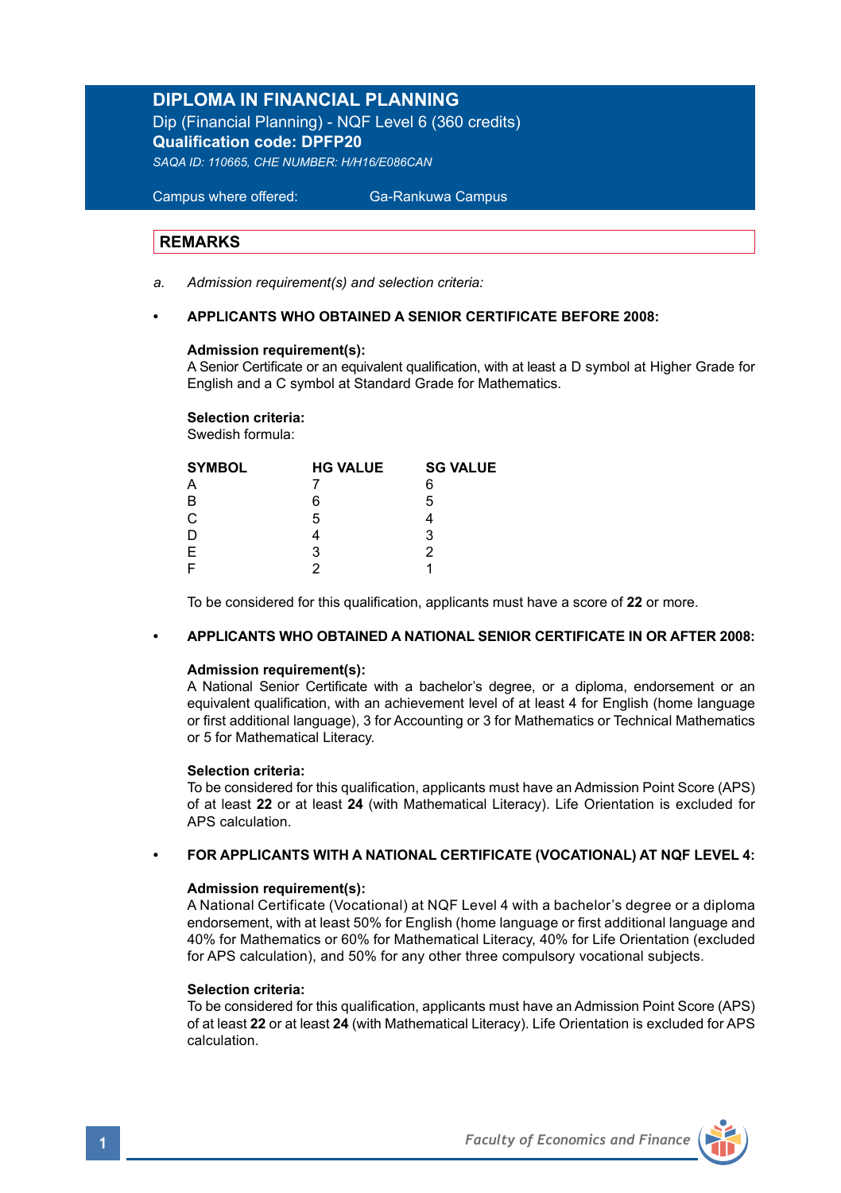# DIPLOMA IN FINANCIAL PLANNING

Dip (Financial Planning) - NQF Level 6 (360 credits)

**Qualification code: DPFP20**

*SAQA ID: 110665, CHE NUMBER: H/H16/E086CAN*

Campus where offered: Ga-Rankuwa Campus

## REMARKS

a. *Admission requirement(s) and selection criteria:*

- **APPLICANTS WHO OBTAINED A SENIOR CERTIFICATE BEFORE 2008:**

**Admission requirement(s):**
A Senior Certificate or an equivalent qualification, with at least a D symbol at Higher Grade for English and a C symbol at Standard Grade for Mathematics.

**Selection criteria:**
Swedish formula:

| SYMBOL | HG VALUE | SG VALUE |
|---|---|---|
| A | 7 | 6 |
| B | 6 | 5 |
| C | 5 | 4 |
| D | 4 | 3 |
| E | 3 | 2 |
| F | 2 | 1 |

To be considered for this qualification, applicants must have a score of **22** or more.

- **APPLICANTS WHO OBTAINED A NATIONAL SENIOR CERTIFICATE IN OR AFTER 2008:**

**Admission requirement(s):**
A National Senior Certificate with a bachelor's degree, or a diploma, endorsement or an equivalent qualification, with an achievement level of at least 4 for English (home language or first additional language), 3 for Accounting or 3 for Mathematics or Technical Mathematics or 5 for Mathematical Literacy.

**Selection criteria:**
To be considered for this qualification, applicants must have an Admission Point Score (APS) of at least **22** or at least **24** (with Mathematical Literacy). Life Orientation is excluded for APS calculation.

- **FOR APPLICANTS WITH A NATIONAL CERTIFICATE (VOCATIONAL) AT NQF LEVEL 4:**

**Admission requirement(s):**
A National Certificate (Vocational) at NQF Level 4 with a bachelor's degree or a diploma endorsement, with at least 50% for English (home language or first additional language and 40% for Mathematics or 60% for Mathematical Literacy, 40% for Life Orientation (excluded for APS calculation), and 50% for any other three compulsory vocational subjects.

**Selection criteria:**
To be considered for this qualification, applicants must have an Admission Point Score (APS) of at least **22** or at least **24** (with Mathematical Literacy). Life Orientation is excluded for APS calculation.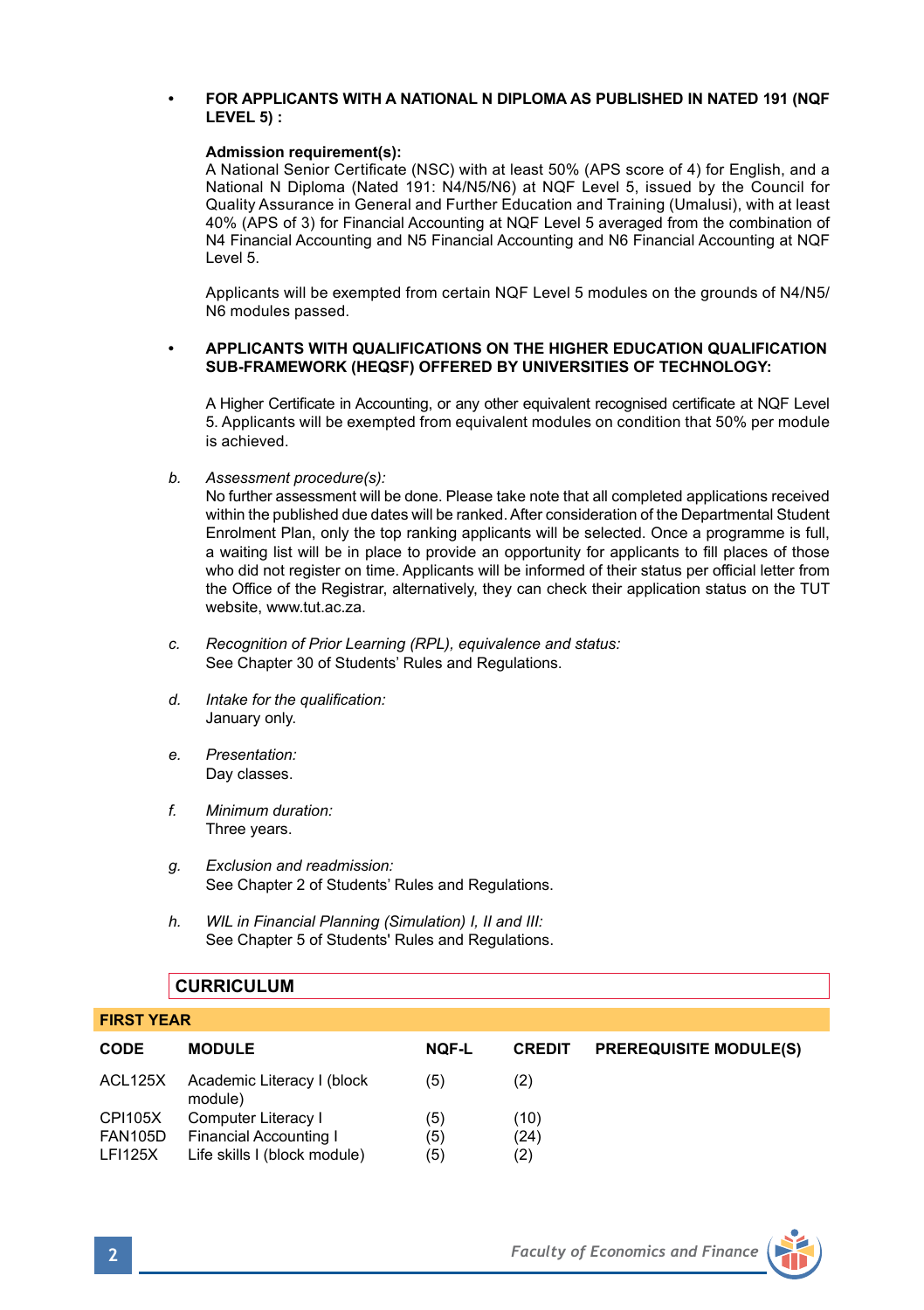- **FOR APPLICANTS WITH A NATIONAL N DIPLOMA AS PUBLISHED IN NATED 191 (NQF LEVEL 5) :**

  **Admission requirement(s):**
  A National Senior Certificate (NSC) with at least 50% (APS score of 4) for English, and a National N Diploma (Nated 191: N4/N5/N6) at NQF Level 5, issued by the Council for Quality Assurance in General and Further Education and Training (Umalusi), with at least 40% (APS of 3) for Financial Accounting at NQF Level 5 averaged from the combination of N4 Financial Accounting and N5 Financial Accounting and N6 Financial Accounting at NQF Level 5.

  Applicants will be exempted from certain NQF Level 5 modules on the grounds of N4/N5/N6 modules passed.

- **APPLICANTS WITH QUALIFICATIONS ON THE HIGHER EDUCATION QUALIFICATION SUB-FRAMEWORK (HEQSF) OFFERED BY UNIVERSITIES OF TECHNOLOGY:**

  A Higher Certificate in Accounting, or any other equivalent recognised certificate at NQF Level 5. Applicants will be exempted from equivalent modules on condition that 50% per module is achieved.

b. *Assessment procedure(s):*
No further assessment will be done. Please take note that all completed applications received within the published due dates will be ranked. After consideration of the Departmental Student Enrolment Plan, only the top ranking applicants will be selected. Once a programme is full, a waiting list will be in place to provide an opportunity for applicants to fill places of those who did not register on time. Applicants will be informed of their status per official letter from the Office of the Registrar, alternatively, they can check their application status on the TUT website, www.tut.ac.za.

c. *Recognition of Prior Learning (RPL), equivalence and status:*
See Chapter 30 of Students' Rules and Regulations.

d. *Intake for the qualification:*
January only.

e. *Presentation:*
Day classes.

f. *Minimum duration:*
Three years.

g. *Exclusion and readmission:*
See Chapter 2 of Students' Rules and Regulations.

h. *WIL in Financial Planning (Simulation) I, II and III:*
See Chapter 5 of Students' Rules and Regulations.

## CURRICULUM

### FIRST YEAR

| CODE | MODULE | NQF-L | CREDIT | PREREQUISITE MODULE(S) |
|---|---|---|---|---|
| ACL125X | Academic Literacy I (block module) | (5) | (2) | |
| CPI105X | Computer Literacy I | (5) | (10) | |
| FAN105D | Financial Accounting I | (5) | (24) | |
| LFI125X | Life skills I (block module) | (5) | (2) | |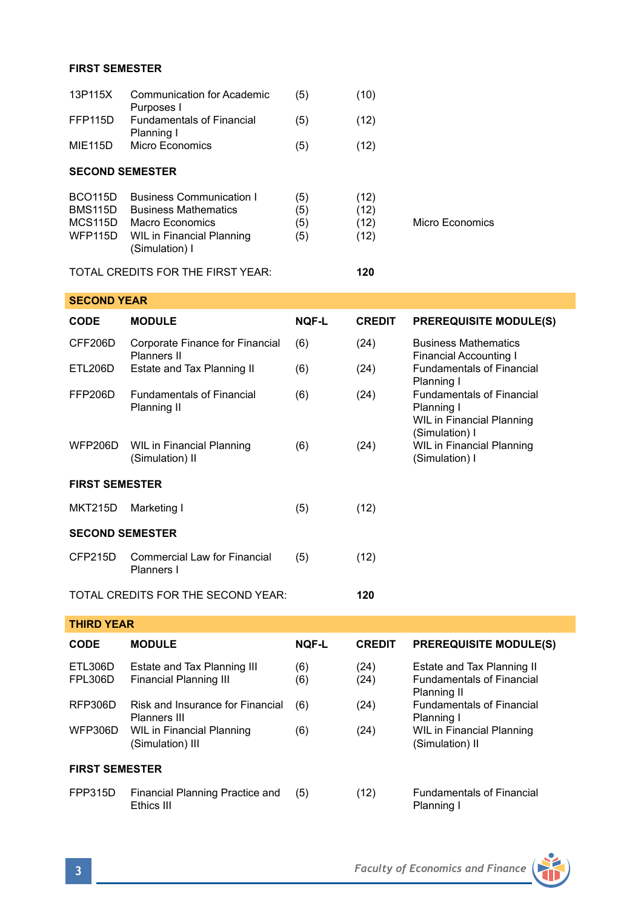**FIRST SEMESTER**

| | | | | |
|---|---|---|---|---|
| 13P115X | Communication for Academic Purposes I | (5) | (10) | |
| FFP115D | Fundamentals of Financial Planning I | (5) | (12) | |
| MIE115D | Micro Economics | (5) | (12) | |

**SECOND SEMESTER**

| | | | | |
|---|---|---|---|---|
| BCO115D | Business Communication I | (5) | (12) | |
| BMS115D | Business Mathematics | (5) | (12) | |
| MCS115D | Macro Economics | (5) | (12) | Micro Economics |
| WFP115D | WIL in Financial Planning (Simulation) I | (5) | (12) | |

TOTAL CREDITS FOR THE FIRST YEAR: **120**

## SECOND YEAR

| CODE | MODULE | NQF-L | CREDIT | PREREQUISITE MODULE(S) |
|---|---|---|---|---|
| CFF206D | Corporate Finance for Financial Planners II | (6) | (24) | Business Mathematics<br>Financial Accounting I |
| ETL206D | Estate and Tax Planning II | (6) | (24) | Fundamentals of Financial Planning I |
| FFP206D | Fundamentals of Financial Planning II | (6) | (24) | Fundamentals of Financial Planning I<br>WIL in Financial Planning (Simulation) I |
| WFP206D | WIL in Financial Planning (Simulation) II | (6) | (24) | WIL in Financial Planning (Simulation) I |
| **FIRST SEMESTER** | | | | |
| MKT215D | Marketing I | (5) | (12) | |
| **SECOND SEMESTER** | | | | |
| CFP215D | Commercial Law for Financial Planners I | (5) | (12) | |

TOTAL CREDITS FOR THE SECOND YEAR: **120**

## THIRD YEAR

| CODE | MODULE | NQF-L | CREDIT | PREREQUISITE MODULE(S) |
|---|---|---|---|---|
| ETL306D | Estate and Tax Planning III | (6) | (24) | Estate and Tax Planning II |
| FPL306D | Financial Planning III | (6) | (24) | Fundamentals of Financial Planning II |
| RFP306D | Risk and Insurance for Financial Planners III | (6) | (24) | Fundamentals of Financial Planning I |
| WFP306D | WIL in Financial Planning (Simulation) III | (6) | (24) | WIL in Financial Planning (Simulation) II |
| **FIRST SEMESTER** | | | | |
| FPP315D | Financial Planning Practice and Ethics III | (5) | (12) | Fundamentals of Financial Planning I |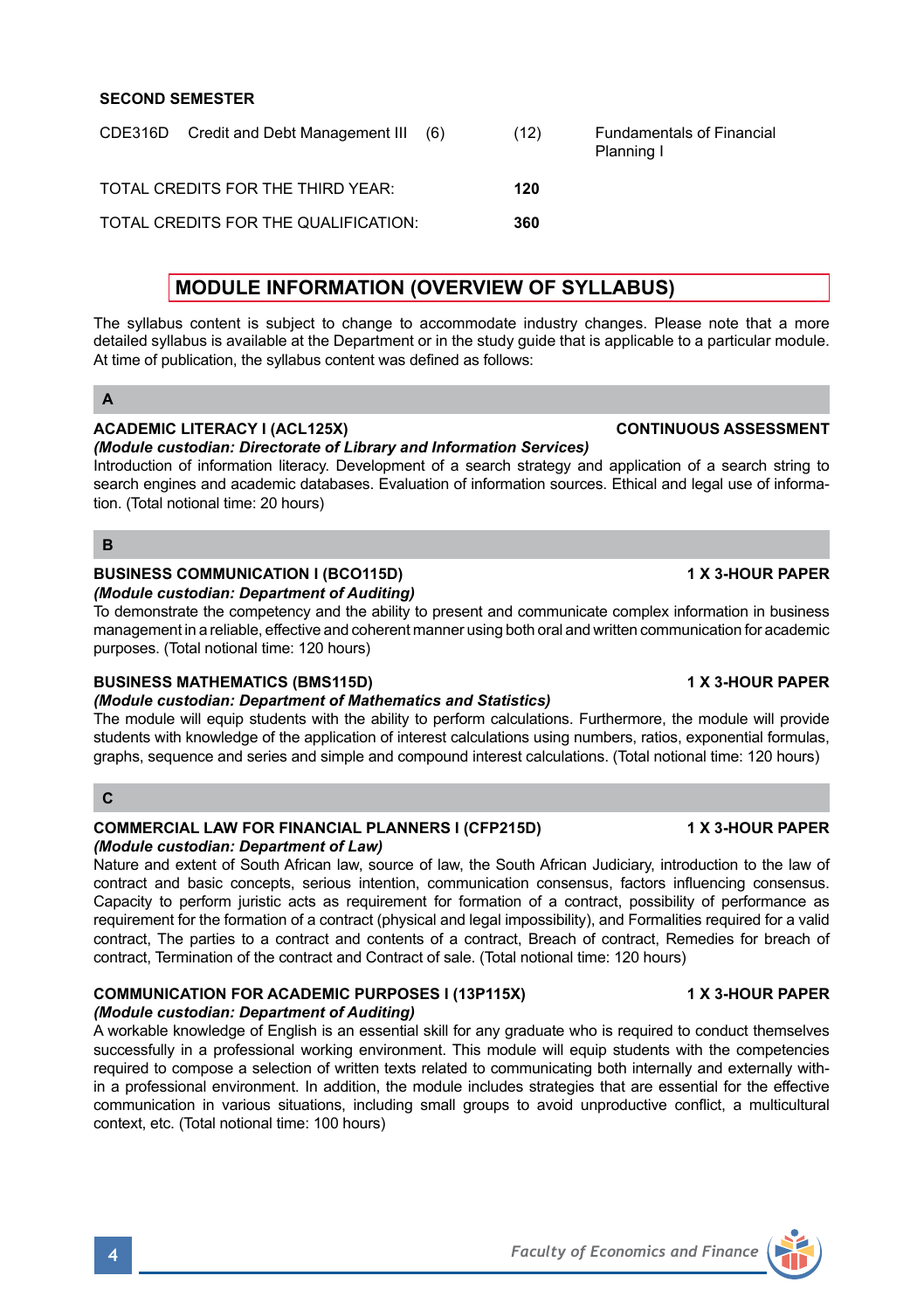**SECOND SEMESTER**

| | | | | |
|---|---|---|---|---|
| CDE316D | Credit and Debt Management III | (6) | (12) | Fundamentals of Financial Planning I |
| TOTAL CREDITS FOR THE THIRD YEAR: | | | **120** | |
| TOTAL CREDITS FOR THE QUALIFICATION: | | | **360** | |

## MODULE INFORMATION (OVERVIEW OF SYLLABUS)

The syllabus content is subject to change to accommodate industry changes. Please note that a more detailed syllabus is available at the Department or in the study guide that is applicable to a particular module. At time of publication, the syllabus content was defined as follows:

### A

**ACADEMIC LITERACY I (ACL125X)** **CONTINUOUS ASSESSMENT**
***(Module custodian: Directorate of Library and Information Services)***
Introduction of information literacy. Development of a search strategy and application of a search string to search engines and academic databases. Evaluation of information sources. Ethical and legal use of information. (Total notional time: 20 hours)

### B

**BUSINESS COMMUNICATION I (BCO115D)** **1 X 3-HOUR PAPER**
***(Module custodian: Department of Auditing)***
To demonstrate the competency and the ability to present and communicate complex information in business management in a reliable, effective and coherent manner using both oral and written communication for academic purposes. (Total notional time: 120 hours)

**BUSINESS MATHEMATICS (BMS115D)** **1 X 3-HOUR PAPER**
***(Module custodian: Department of Mathematics and Statistics)***
The module will equip students with the ability to perform calculations. Furthermore, the module will provide students with knowledge of the application of interest calculations using numbers, ratios, exponential formulas, graphs, sequence and series and simple and compound interest calculations. (Total notional time: 120 hours)

### C

**COMMERCIAL LAW FOR FINANCIAL PLANNERS I (CFP215D)** **1 X 3-HOUR PAPER**
***(Module custodian: Department of Law)***
Nature and extent of South African law, source of law, the South African Judiciary, introduction to the law of contract and basic concepts, serious intention, communication consensus, factors influencing consensus. Capacity to perform juristic acts as requirement for formation of a contract, possibility of performance as requirement for the formation of a contract (physical and legal impossibility), and Formalities required for a valid contract, The parties to a contract and contents of a contract, Breach of contract, Remedies for breach of contract, Termination of the contract and Contract of sale. (Total notional time: 120 hours)

**COMMUNICATION FOR ACADEMIC PURPOSES I (13P115X)** **1 X 3-HOUR PAPER**
***(Module custodian: Department of Auditing)***
A workable knowledge of English is an essential skill for any graduate who is required to conduct themselves successfully in a professional working environment. This module will equip students with the competencies required to compose a selection of written texts related to communicating both internally and externally within a professional environment. In addition, the module includes strategies that are essential for the effective communication in various situations, including small groups to avoid unproductive conflict, a multicultural context, etc. (Total notional time: 100 hours)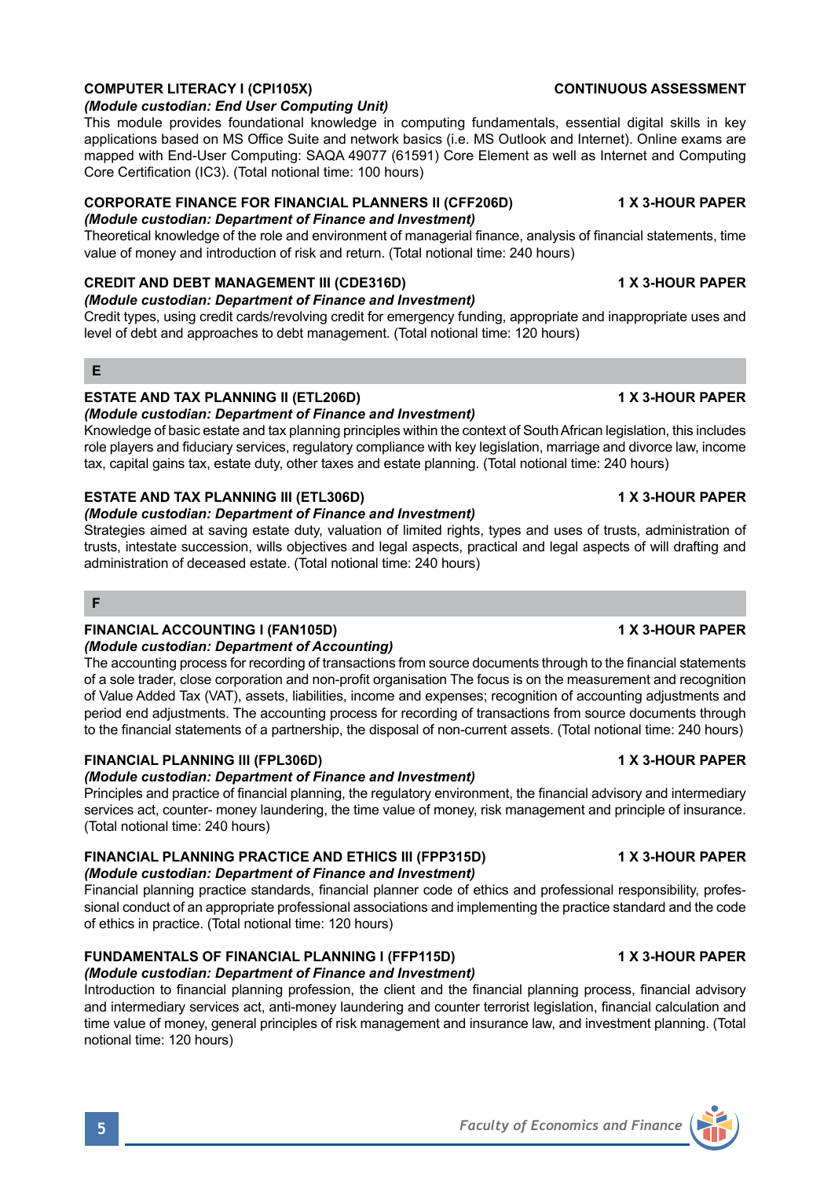**COMPUTER LITERACY I (CPI105X)** **CONTINUOUS ASSESSMENT**
*(Module custodian: End User Computing Unit)*
This module provides foundational knowledge in computing fundamentals, essential digital skills in key applications based on MS Office Suite and network basics (i.e. MS Outlook and Internet). Online exams are mapped with End-User Computing: SAQA 49077 (61591) Core Element as well as Internet and Computing Core Certification (IC3). (Total notional time: 100 hours)

**CORPORATE FINANCE FOR FINANCIAL PLANNERS II (CFF206D)** **1 X 3-HOUR PAPER**
*(Module custodian: Department of Finance and Investment)*
Theoretical knowledge of the role and environment of managerial finance, analysis of financial statements, time value of money and introduction of risk and return. (Total notional time: 240 hours)

**CREDIT AND DEBT MANAGEMENT III (CDE316D)** **1 X 3-HOUR PAPER**
*(Module custodian: Department of Finance and Investment)*
Credit types, using credit cards/revolving credit for emergency funding, appropriate and inappropriate uses and level of debt and approaches to debt management. (Total notional time: 120 hours)

## E

**ESTATE AND TAX PLANNING II (ETL206D)** **1 X 3-HOUR PAPER**
*(Module custodian: Department of Finance and Investment)*
Knowledge of basic estate and tax planning principles within the context of South African legislation, this includes role players and fiduciary services, regulatory compliance with key legislation, marriage and divorce law, income tax, capital gains tax, estate duty, other taxes and estate planning. (Total notional time: 240 hours)

**ESTATE AND TAX PLANNING III (ETL306D)** **1 X 3-HOUR PAPER**
*(Module custodian: Department of Finance and Investment)*
Strategies aimed at saving estate duty, valuation of limited rights, types and uses of trusts, administration of trusts, intestate succession, wills objectives and legal aspects, practical and legal aspects of will drafting and administration of deceased estate. (Total notional time: 240 hours)

## F

**FINANCIAL ACCOUNTING I (FAN105D)** **1 X 3-HOUR PAPER**
*(Module custodian: Department of Accounting)*
The accounting process for recording of transactions from source documents through to the financial statements of a sole trader, close corporation and non-profit organisation The focus is on the measurement and recognition of Value Added Tax (VAT), assets, liabilities, income and expenses; recognition of accounting adjustments and period end adjustments. The accounting process for recording of transactions from source documents through to the financial statements of a partnership, the disposal of non-current assets. (Total notional time: 240 hours)

**FINANCIAL PLANNING III (FPL306D)** **1 X 3-HOUR PAPER**
*(Module custodian: Department of Finance and Investment)*
Principles and practice of financial planning, the regulatory environment, the financial advisory and intermediary services act, counter- money laundering, the time value of money, risk management and principle of insurance. (Total notional time: 240 hours)

**FINANCIAL PLANNING PRACTICE AND ETHICS III (FPP315D)** **1 X 3-HOUR PAPER**
*(Module custodian: Department of Finance and Investment)*
Financial planning practice standards, financial planner code of ethics and professional responsibility, professional conduct of an appropriate professional associations and implementing the practice standard and the code of ethics in practice. (Total notional time: 120 hours)

**FUNDAMENTALS OF FINANCIAL PLANNING I (FFP115D)** **1 X 3-HOUR PAPER**
*(Module custodian: Department of Finance and Investment)*
Introduction to financial planning profession, the client and the financial planning process, financial advisory and intermediary services act, anti-money laundering and counter terrorist legislation, financial calculation and time value of money, general principles of risk management and insurance law, and investment planning. (Total notional time: 120 hours)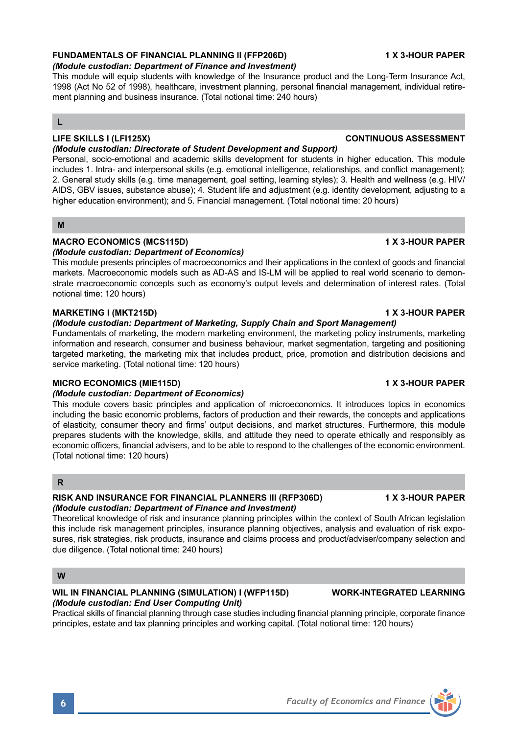**FUNDAMENTALS OF FINANCIAL PLANNING II (FFP206D)** **1 X 3-HOUR PAPER**
***(Module custodian: Department of Finance and Investment)***
This module will equip students with knowledge of the Insurance product and the Long-Term Insurance Act, 1998 (Act No 52 of 1998), healthcare, investment planning, personal financial management, individual retirement planning and business insurance. (Total notional time: 240 hours)

## L

**LIFE SKILLS I (LFI125X)** **CONTINUOUS ASSESSMENT**
***(Module custodian: Directorate of Student Development and Support)***
Personal, socio-emotional and academic skills development for students in higher education. This module includes 1. Intra- and interpersonal skills (e.g. emotional intelligence, relationships, and conflict management); 2. General study skills (e.g. time management, goal setting, learning styles); 3. Health and wellness (e.g. HIV/AIDS, GBV issues, substance abuse); 4. Student life and adjustment (e.g. identity development, adjusting to a higher education environment); and 5. Financial management. (Total notional time: 20 hours)

## M

**MACRO ECONOMICS (MCS115D)** **1 X 3-HOUR PAPER**
***(Module custodian: Department of Economics)***
This module presents principles of macroeconomics and their applications in the context of goods and financial markets. Macroeconomic models such as AD-AS and IS-LM will be applied to real world scenario to demonstrate macroeconomic concepts such as economy's output levels and determination of interest rates. (Total notional time: 120 hours)

**MARKETING I (MKT215D)** **1 X 3-HOUR PAPER**
***(Module custodian: Department of Marketing, Supply Chain and Sport Management)***
Fundamentals of marketing, the modern marketing environment, the marketing policy instruments, marketing information and research, consumer and business behaviour, market segmentation, targeting and positioning targeted marketing, the marketing mix that includes product, price, promotion and distribution decisions and service marketing. (Total notional time: 120 hours)

**MICRO ECONOMICS (MIE115D)** **1 X 3-HOUR PAPER**
***(Module custodian: Department of Economics)***
This module covers basic principles and application of microeconomics. It introduces topics in economics including the basic economic problems, factors of production and their rewards, the concepts and applications of elasticity, consumer theory and firms' output decisions, and market structures. Furthermore, this module prepares students with the knowledge, skills, and attitude they need to operate ethically and responsibly as economic officers, financial advisers, and to be able to respond to the challenges of the economic environment. (Total notional time: 120 hours)

## R

**RISK AND INSURANCE FOR FINANCIAL PLANNERS III (RFP306D)** **1 X 3-HOUR PAPER**
***(Module custodian: Department of Finance and Investment)***
Theoretical knowledge of risk and insurance planning principles within the context of South African legislation this include risk management principles, insurance planning objectives, analysis and evaluation of risk exposures, risk strategies, risk products, insurance and claims process and product/adviser/company selection and due diligence. (Total notional time: 240 hours)

## W

**WIL IN FINANCIAL PLANNING (SIMULATION) I (WFP115D)** **WORK-INTEGRATED LEARNING**
***(Module custodian: End User Computing Unit)***
Practical skills of financial planning through case studies including financial planning principle, corporate finance principles, estate and tax planning principles and working capital. (Total notional time: 120 hours)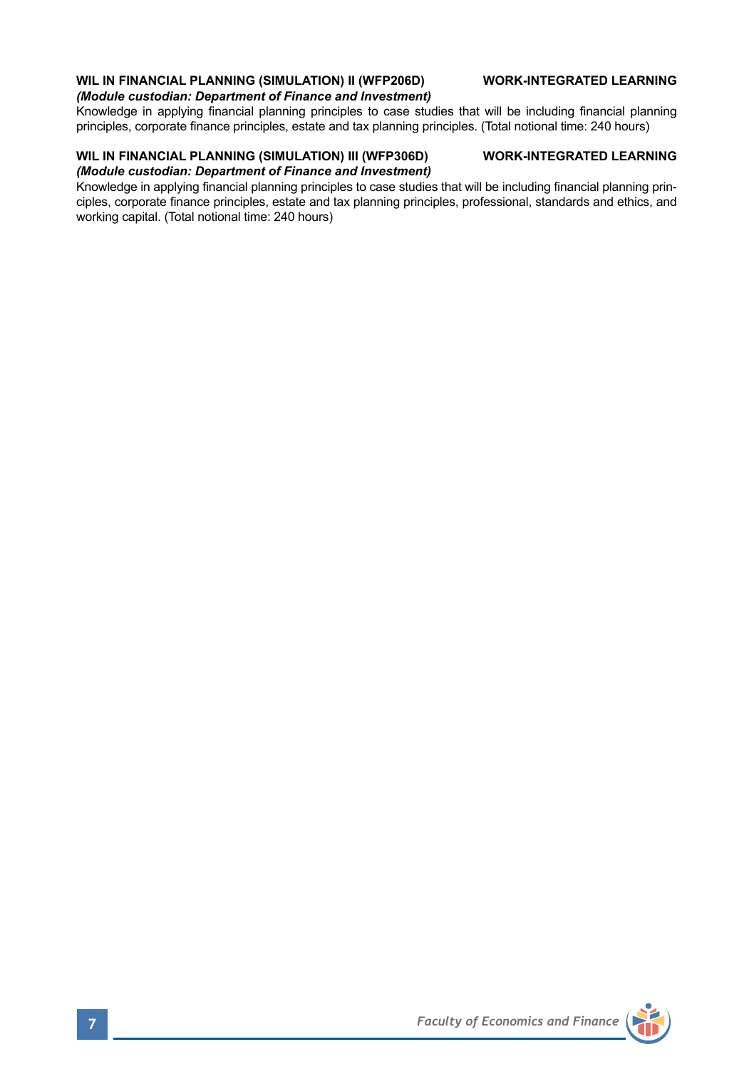**WIL IN FINANCIAL PLANNING (SIMULATION) II (WFP206D) WORK-INTEGRATED LEARNING**
***(Module custodian: Department of Finance and Investment)***
Knowledge in applying financial planning principles to case studies that will be including financial planning principles, corporate finance principles, estate and tax planning principles. (Total notional time: 240 hours)

**WIL IN FINANCIAL PLANNING (SIMULATION) III (WFP306D) WORK-INTEGRATED LEARNING**
***(Module custodian: Department of Finance and Investment)***
Knowledge in applying financial planning principles to case studies that will be including financial planning principles, corporate finance principles, estate and tax planning principles, professional, standards and ethics, and working capital. (Total notional time: 240 hours)